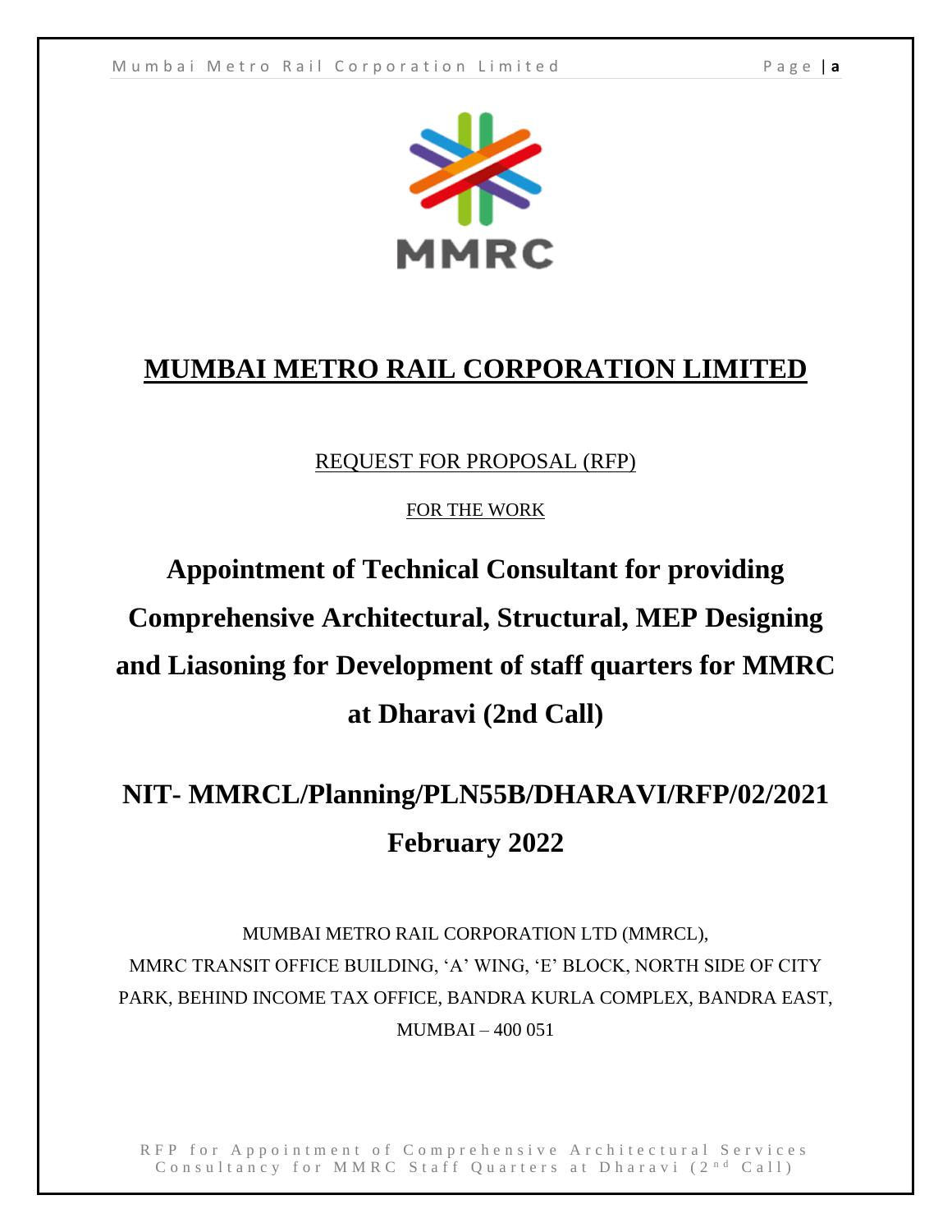# MUMBAI METRO RAIL CORPORATION LIMITED

REQUEST FOR PROPOSAL (RFP)

FOR THE WORK

## Appointment of Technical Consultant for providing Comprehensive Architectural, Structural, MEP Designing and Liasoning for Development of staff quarters for MMRC at Dharavi (2nd Call)

## NIT- MMRCL/Planning/PLN55B/DHARAVI/RFP/02/2021

## February 2022

MUMBAI METRO RAIL CORPORATION LTD (MMRCL),
MMRC TRANSIT OFFICE BUILDING, 'A' WING, 'E' BLOCK, NORTH SIDE OF CITY PARK, BEHIND INCOME TAX OFFICE, BANDRA KURLA COMPLEX, BANDRA EAST, MUMBAI – 400 051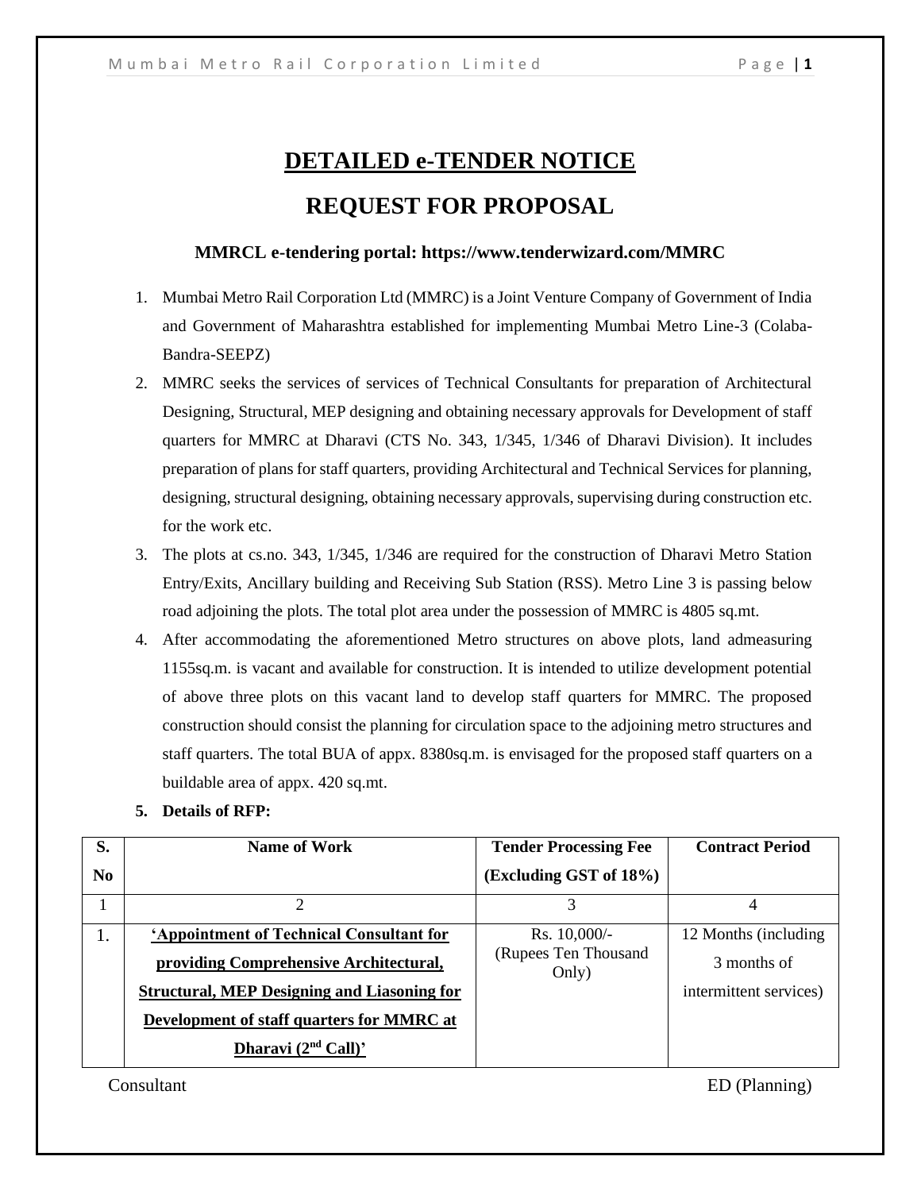# DETAILED e-TENDER NOTICE

# REQUEST FOR PROPOSAL

**MMRCL e-tendering portal: https://www.tenderwizard.com/MMRC**

1. Mumbai Metro Rail Corporation Ltd (MMRC) is a Joint Venture Company of Government of India and Government of Maharashtra established for implementing Mumbai Metro Line-3 (Colaba-Bandra-SEEPZ)
2. MMRC seeks the services of services of Technical Consultants for preparation of Architectural Designing, Structural, MEP designing and obtaining necessary approvals for Development of staff quarters for MMRC at Dharavi (CTS No. 343, 1/345, 1/346 of Dharavi Division). It includes preparation of plans for staff quarters, providing Architectural and Technical Services for planning, designing, structural designing, obtaining necessary approvals, supervising during construction etc. for the work etc.
3. The plots at cs.no. 343, 1/345, 1/346 are required for the construction of Dharavi Metro Station Entry/Exits, Ancillary building and Receiving Sub Station (RSS). Metro Line 3 is passing below road adjoining the plots. The total plot area under the possession of MMRC is 4805 sq.mt.
4. After accommodating the aforementioned Metro structures on above plots, land admeasuring 1155sq.m. is vacant and available for construction. It is intended to utilize development potential of above three plots on this vacant land to develop staff quarters for MMRC. The proposed construction should consist the planning for circulation space to the adjoining metro structures and staff quarters. The total BUA of appx. 8380sq.m. is envisaged for the proposed staff quarters on a buildable area of appx. 420 sq.mt.
5. **Details of RFP:**

| S. No | Name of Work | Tender Processing Fee (Excluding GST of 18%) | Contract Period |
|---|---|---|---|
| 1 | 2 | 3 | 4 |
| 1. | **'Appointment of Technical Consultant for providing Comprehensive Architectural, Structural, MEP Designing and Liasoning for Development of staff quarters for MMRC at Dharavi (2nd Call)'** | Rs. 10,000/- (Rupees Ten Thousand Only) | 12 Months (including 3 months of intermittent services) |

Consultant ED (Planning)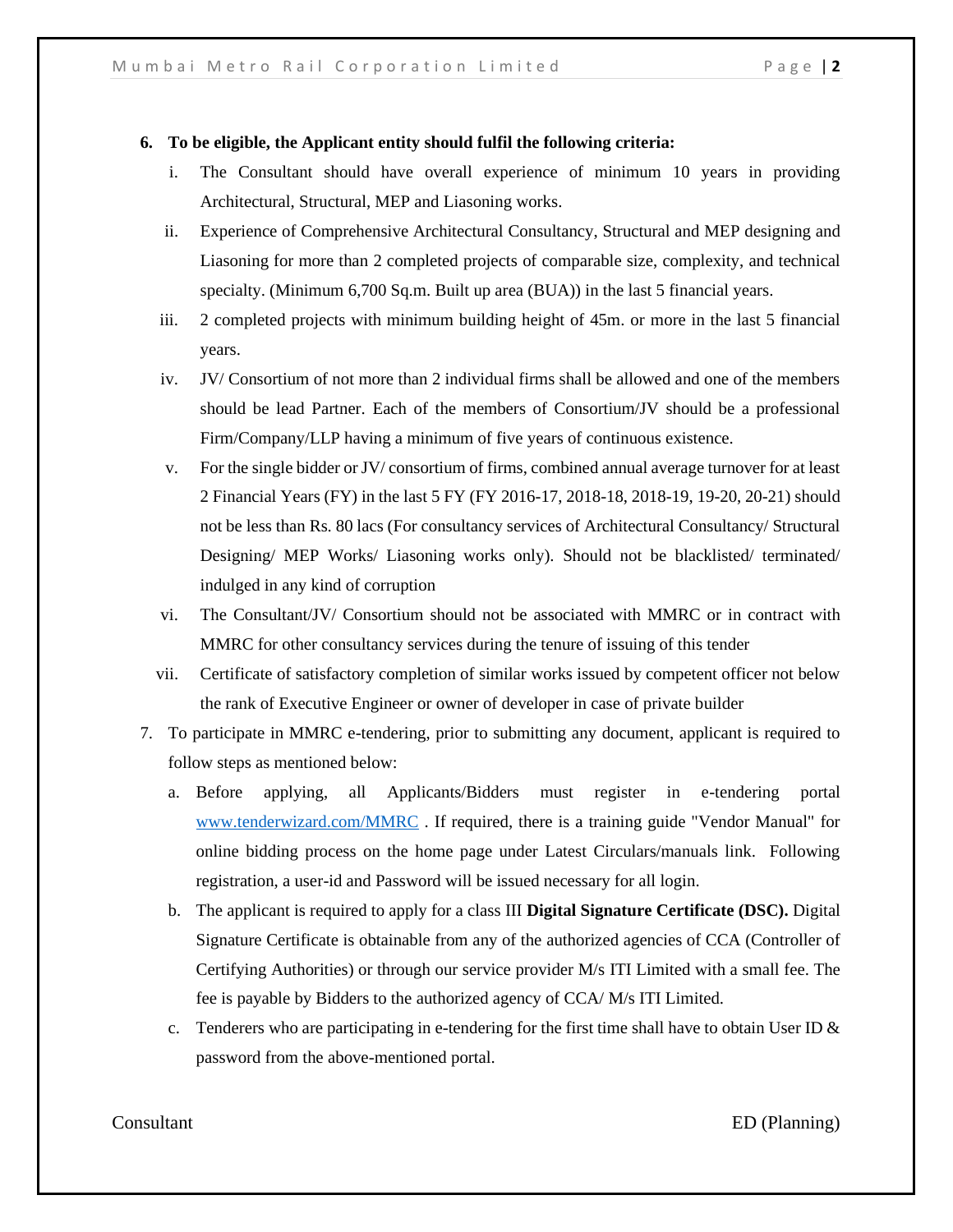6. **To be eligible, the Applicant entity should fulfil the following criteria:**

   i. The Consultant should have overall experience of minimum 10 years in providing Architectural, Structural, MEP and Liasoning works.

   ii. Experience of Comprehensive Architectural Consultancy, Structural and MEP designing and Liasoning for more than 2 completed projects of comparable size, complexity, and technical specialty. (Minimum 6,700 Sq.m. Built up area (BUA)) in the last 5 financial years.

   iii. 2 completed projects with minimum building height of 45m. or more in the last 5 financial years.

   iv. JV/ Consortium of not more than 2 individual firms shall be allowed and one of the members should be lead Partner. Each of the members of Consortium/JV should be a professional Firm/Company/LLP having a minimum of five years of continuous existence.

   v. For the single bidder or JV/ consortium of firms, combined annual average turnover for at least 2 Financial Years (FY) in the last 5 FY (FY 2016-17, 2018-18, 2018-19, 19-20, 20-21) should not be less than Rs. 80 lacs (For consultancy services of Architectural Consultancy/ Structural Designing/ MEP Works/ Liasoning works only). Should not be blacklisted/ terminated/ indulged in any kind of corruption

   vi. The Consultant/JV/ Consortium should not be associated with MMRC or in contract with MMRC for other consultancy services during the tenure of issuing of this tender

   vii. Certificate of satisfactory completion of similar works issued by competent officer not below the rank of Executive Engineer or owner of developer in case of private builder

7. To participate in MMRC e-tendering, prior to submitting any document, applicant is required to follow steps as mentioned below:

   a. Before applying, all Applicants/Bidders must register in e-tendering portal www.tenderwizard.com/MMRC . If required, there is a training guide "Vendor Manual" for online bidding process on the home page under Latest Circulars/manuals link. Following registration, a user-id and Password will be issued necessary for all login.

   b. The applicant is required to apply for a class III **Digital Signature Certificate (DSC).** Digital Signature Certificate is obtainable from any of the authorized agencies of CCA (Controller of Certifying Authorities) or through our service provider M/s ITI Limited with a small fee. The fee is payable by Bidders to the authorized agency of CCA/ M/s ITI Limited.

   c. Tenderers who are participating in e-tendering for the first time shall have to obtain User ID & password from the above-mentioned portal.

Consultant ED (Planning)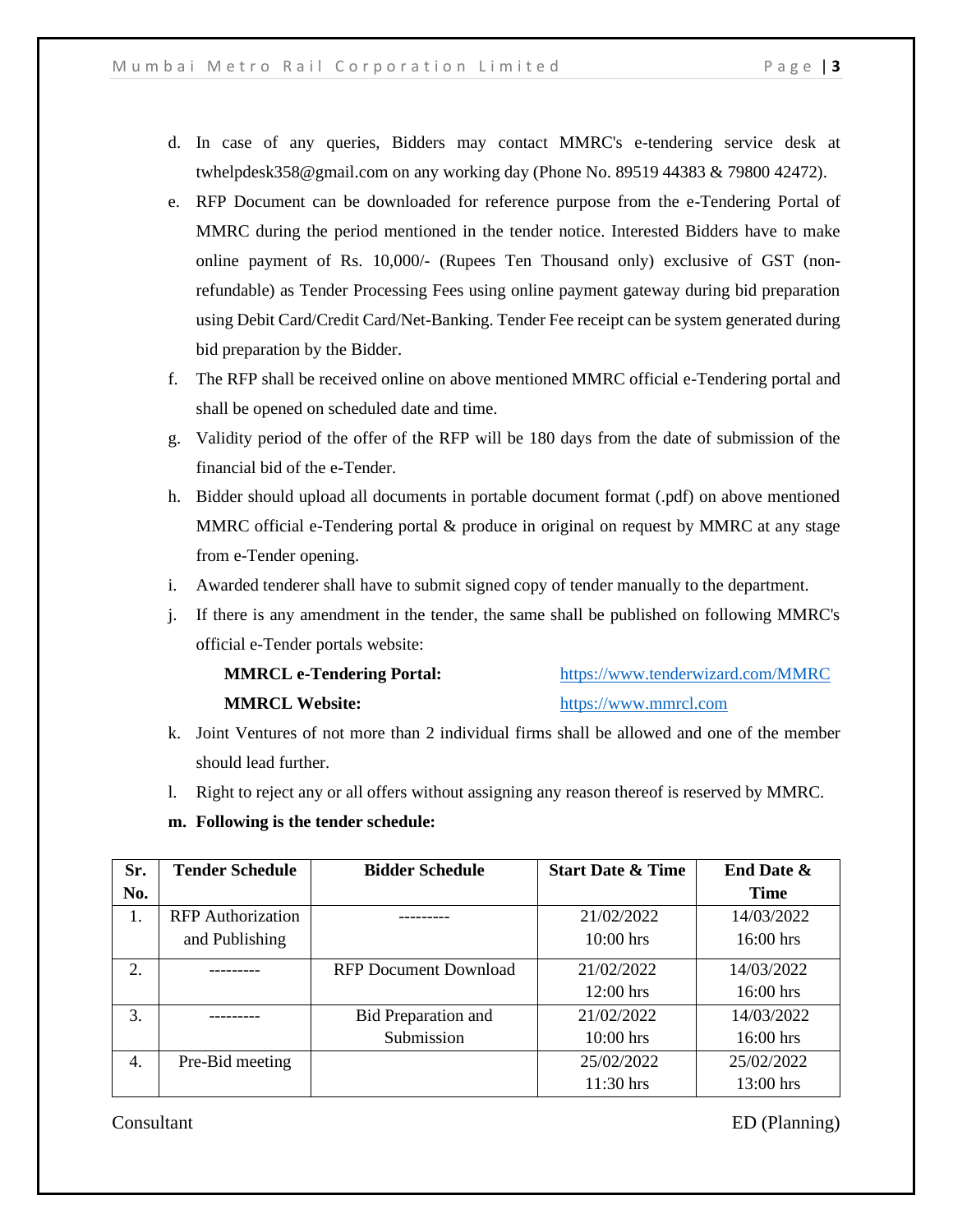d. In case of any queries, Bidders may contact MMRC's e-tendering service desk at twhelpdesk358@gmail.com on any working day (Phone No. 89519 44383 & 79800 42472).

e. RFP Document can be downloaded for reference purpose from the e-Tendering Portal of MMRC during the period mentioned in the tender notice. Interested Bidders have to make online payment of Rs. 10,000/- (Rupees Ten Thousand only) exclusive of GST (non-refundable) as Tender Processing Fees using online payment gateway during bid preparation using Debit Card/Credit Card/Net-Banking. Tender Fee receipt can be system generated during bid preparation by the Bidder.

f. The RFP shall be received online on above mentioned MMRC official e-Tendering portal and shall be opened on scheduled date and time.

g. Validity period of the offer of the RFP will be 180 days from the date of submission of the financial bid of the e-Tender.

h. Bidder should upload all documents in portable document format (.pdf) on above mentioned MMRC official e-Tendering portal & produce in original on request by MMRC at any stage from e-Tender opening.

i. Awarded tenderer shall have to submit signed copy of tender manually to the department.

j. If there is any amendment in the tender, the same shall be published on following MMRC's official e-Tender portals website:

   **MMRCL e-Tendering Portal:** https://www.tenderwizard.com/MMRC

   **MMRCL Website:** https://www.mmrcl.com

k. Joint Ventures of not more than 2 individual firms shall be allowed and one of the member should lead further.

l. Right to reject any or all offers without assigning any reason thereof is reserved by MMRC.

**m. Following is the tender schedule:**

| Sr. No. | Tender Schedule | Bidder Schedule | Start Date & Time | End Date & Time |
|---|---|---|---|---|
| 1. | RFP Authorization and Publishing | --------- | 21/02/2022 10:00 hrs | 14/03/2022 16:00 hrs |
| 2. | --------- | RFP Document Download | 21/02/2022 12:00 hrs | 14/03/2022 16:00 hrs |
| 3. | --------- | Bid Preparation and Submission | 21/02/2022 10:00 hrs | 14/03/2022 16:00 hrs |
| 4. | Pre-Bid meeting | | 25/02/2022 11:30 hrs | 25/02/2022 13:00 hrs |

Consultant ED (Planning)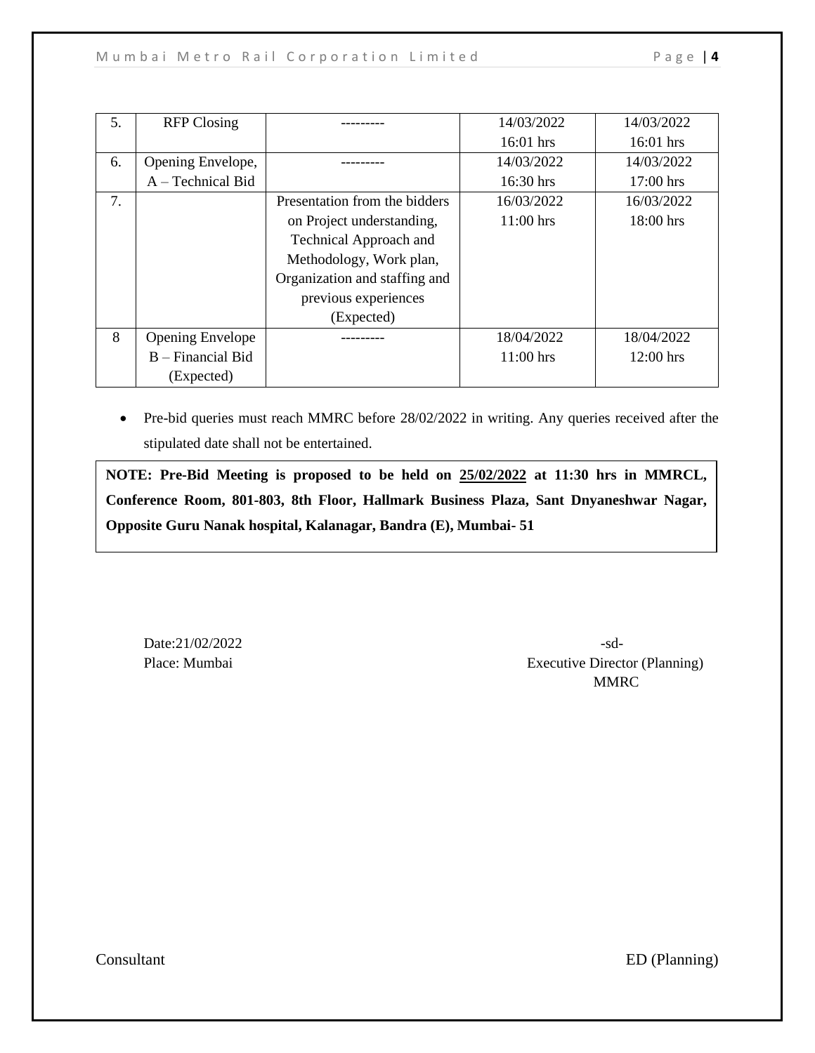| | | | | |
|---|---|---|---|---|
| 5. | RFP Closing | --------- | 14/03/2022 16:01 hrs | 14/03/2022 16:01 hrs |
| 6. | Opening Envelope, A – Technical Bid | --------- | 14/03/2022 16:30 hrs | 14/03/2022 17:00 hrs |
| 7. | | Presentation from the bidders on Project understanding, Technical Approach and Methodology, Work plan, Organization and staffing and previous experiences (Expected) | 16/03/2022 11:00 hrs | 16/03/2022 18:00 hrs |
| 8 | Opening Envelope B – Financial Bid (Expected) | --------- | 18/04/2022 11:00 hrs | 18/04/2022 12:00 hrs |

- Pre-bid queries must reach MMRC before 28/02/2022 in writing. Any queries received after the stipulated date shall not be entertained.

**NOTE: Pre-Bid Meeting is proposed to be held on 25/02/2022 at 11:30 hrs in MMRCL, Conference Room, 801-803, 8th Floor, Hallmark Business Plaza, Sant Dnyaneshwar Nagar, Opposite Guru Nanak hospital, Kalanagar, Bandra (E), Mumbai- 51**

Date:21/02/2022
Place: Mumbai

-sd-
Executive Director (Planning)
MMRC

Consultant

ED (Planning)